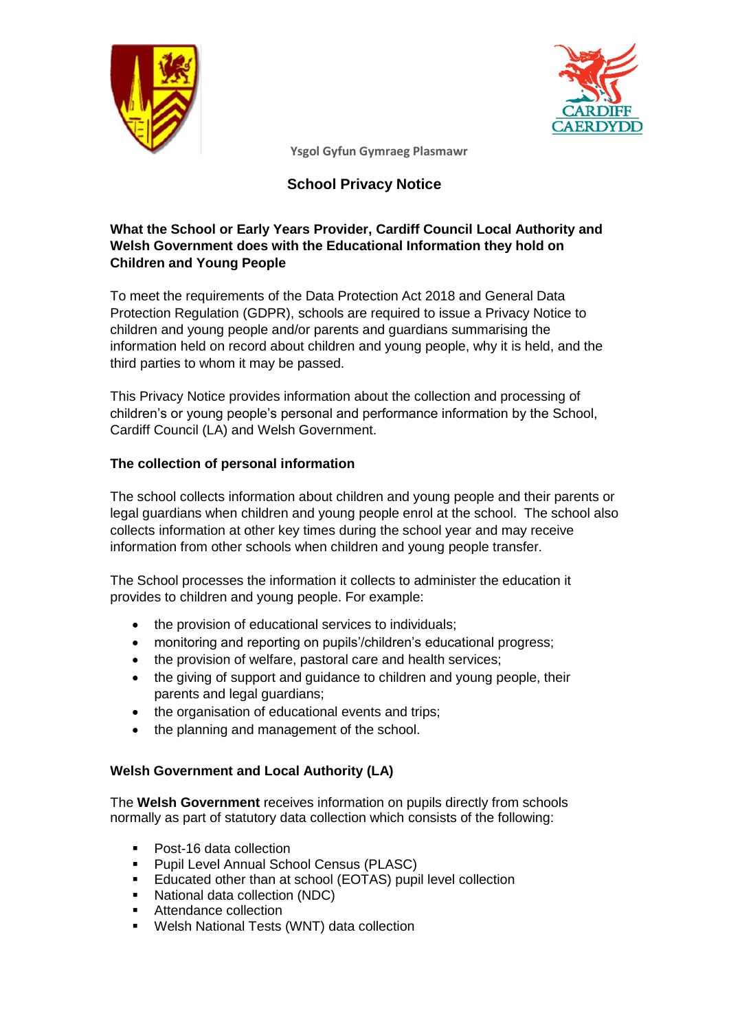Ysgol Gyfun Gymraeg Plasmawr

# School Privacy Notice

## What the School or Early Years Provider, Cardiff Council Local Authority and Welsh Government does with the Educational Information they hold on Children and Young People

To meet the requirements of the Data Protection Act 2018 and General Data Protection Regulation (GDPR), schools are required to issue a Privacy Notice to children and young people and/or parents and guardians summarising the information held on record about children and young people, why it is held, and the third parties to whom it may be passed.

This Privacy Notice provides information about the collection and processing of children's or young people's personal and performance information by the School, Cardiff Council (LA) and Welsh Government.

### The collection of personal information

The school collects information about children and young people and their parents or legal guardians when children and young people enrol at the school. The school also collects information at other key times during the school year and may receive information from other schools when children and young people transfer.

The School processes the information it collects to administer the education it provides to children and young people. For example:

- the provision of educational services to individuals;
- monitoring and reporting on pupils'/children's educational progress;
- the provision of welfare, pastoral care and health services;
- the giving of support and guidance to children and young people, their parents and legal guardians;
- the organisation of educational events and trips;
- the planning and management of the school.

### Welsh Government and Local Authority (LA)

The **Welsh Government** receives information on pupils directly from schools normally as part of statutory data collection which consists of the following:

- Post-16 data collection
- Pupil Level Annual School Census (PLASC)
- Educated other than at school (EOTAS) pupil level collection
- National data collection (NDC)
- Attendance collection
- Welsh National Tests (WNT) data collection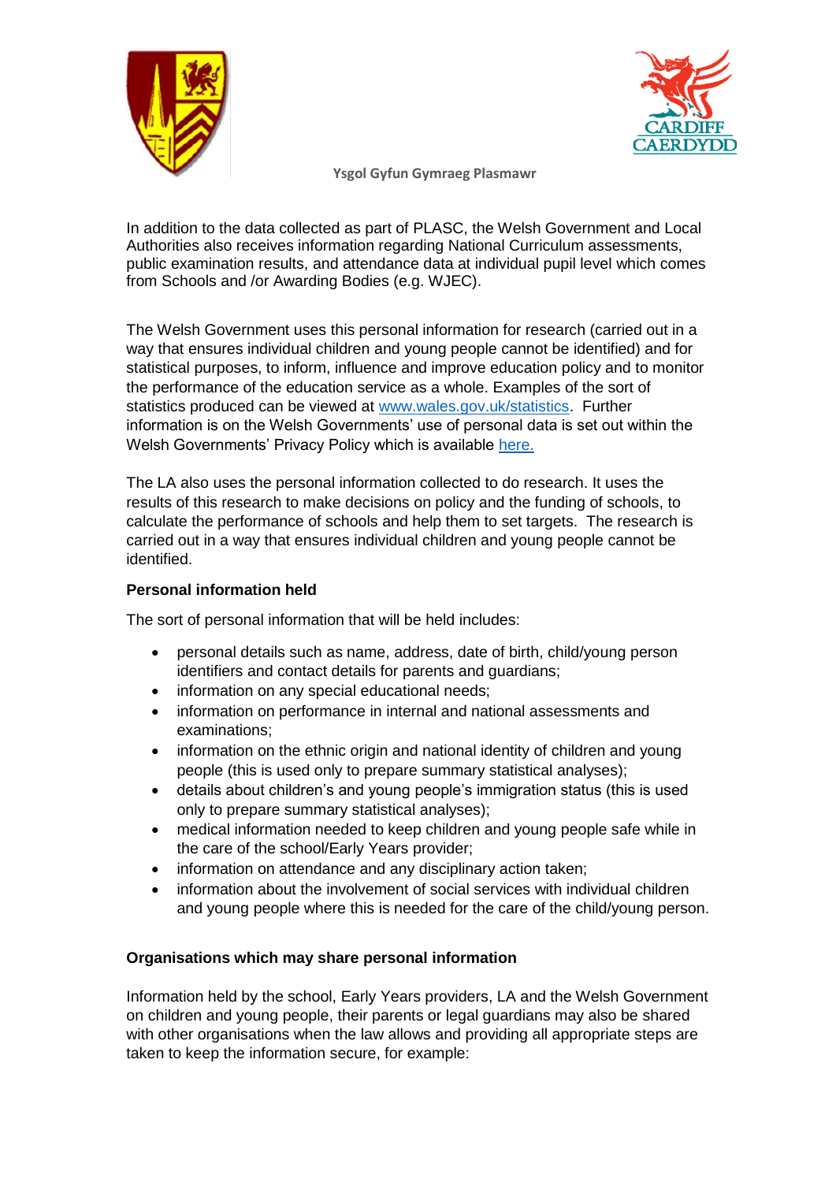Ysgol Gyfun Gymraeg Plasmawr

In addition to the data collected as part of PLASC, the Welsh Government and Local Authorities also receives information regarding National Curriculum assessments, public examination results, and attendance data at individual pupil level which comes from Schools and /or Awarding Bodies (e.g. WJEC).

The Welsh Government uses this personal information for research (carried out in a way that ensures individual children and young people cannot be identified) and for statistical purposes, to inform, influence and improve education policy and to monitor the performance of the education service as a whole. Examples of the sort of statistics produced can be viewed at [www.wales.gov.uk/statistics](www.wales.gov.uk/statistics). Further information is on the Welsh Governments' use of personal data is set out within the Welsh Governments' Privacy Policy which is available here.

The LA also uses the personal information collected to do research. It uses the results of this research to make decisions on policy and the funding of schools, to calculate the performance of schools and help them to set targets. The research is carried out in a way that ensures individual children and young people cannot be identified.

**Personal information held**

The sort of personal information that will be held includes:

- personal details such as name, address, date of birth, child/young person identifiers and contact details for parents and guardians;
- information on any special educational needs;
- information on performance in internal and national assessments and examinations;
- information on the ethnic origin and national identity of children and young people (this is used only to prepare summary statistical analyses);
- details about children's and young people's immigration status (this is used only to prepare summary statistical analyses);
- medical information needed to keep children and young people safe while in the care of the school/Early Years provider;
- information on attendance and any disciplinary action taken;
- information about the involvement of social services with individual children and young people where this is needed for the care of the child/young person.

**Organisations which may share personal information**

Information held by the school, Early Years providers, LA and the Welsh Government on children and young people, their parents or legal guardians may also be shared with other organisations when the law allows and providing all appropriate steps are taken to keep the information secure, for example: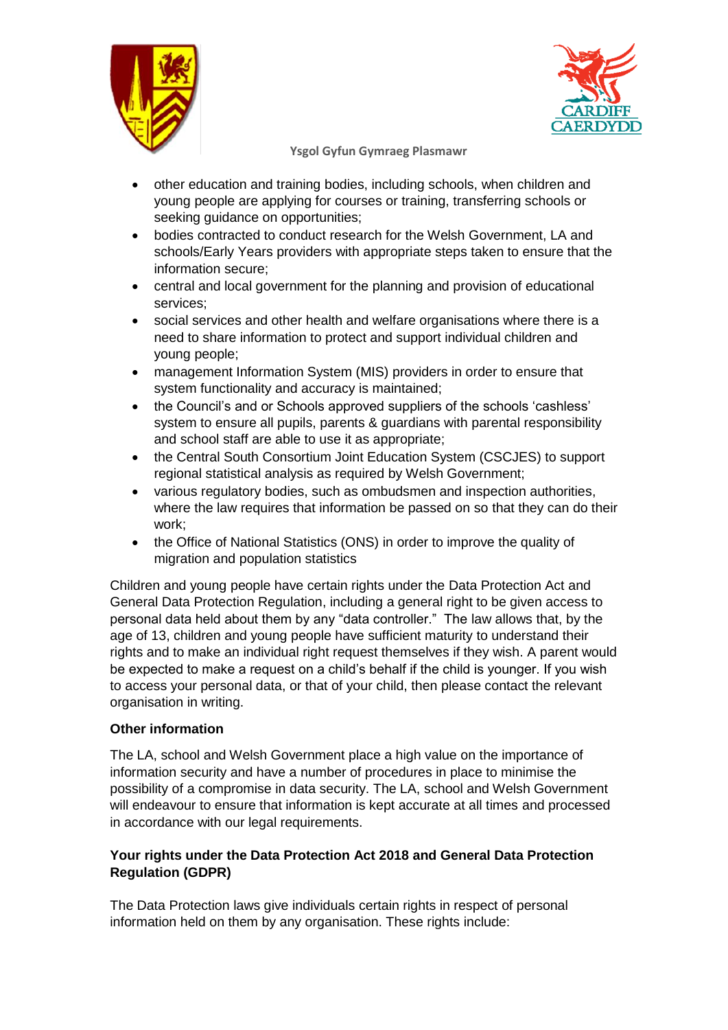- other education and training bodies, including schools, when children and young people are applying for courses or training, transferring schools or seeking guidance on opportunities;
- bodies contracted to conduct research for the Welsh Government, LA and schools/Early Years providers with appropriate steps taken to ensure that the information secure;
- central and local government for the planning and provision of educational services;
- social services and other health and welfare organisations where there is a need to share information to protect and support individual children and young people;
- management Information System (MIS) providers in order to ensure that system functionality and accuracy is maintained;
- the Council's and or Schools approved suppliers of the schools 'cashless' system to ensure all pupils, parents & guardians with parental responsibility and school staff are able to use it as appropriate;
- the Central South Consortium Joint Education System (CSCJES) to support regional statistical analysis as required by Welsh Government;
- various regulatory bodies, such as ombudsmen and inspection authorities, where the law requires that information be passed on so that they can do their work;
- the Office of National Statistics (ONS) in order to improve the quality of migration and population statistics

Children and young people have certain rights under the Data Protection Act and General Data Protection Regulation, including a general right to be given access to personal data held about them by any "data controller." The law allows that, by the age of 13, children and young people have sufficient maturity to understand their rights and to make an individual right request themselves if they wish. A parent would be expected to make a request on a child's behalf if the child is younger. If you wish to access your personal data, or that of your child, then please contact the relevant organisation in writing.

**Other information**

The LA, school and Welsh Government place a high value on the importance of information security and have a number of procedures in place to minimise the possibility of a compromise in data security. The LA, school and Welsh Government will endeavour to ensure that information is kept accurate at all times and processed in accordance with our legal requirements.

**Your rights under the Data Protection Act 2018 and General Data Protection Regulation (GDPR)**

The Data Protection laws give individuals certain rights in respect of personal information held on them by any organisation. These rights include: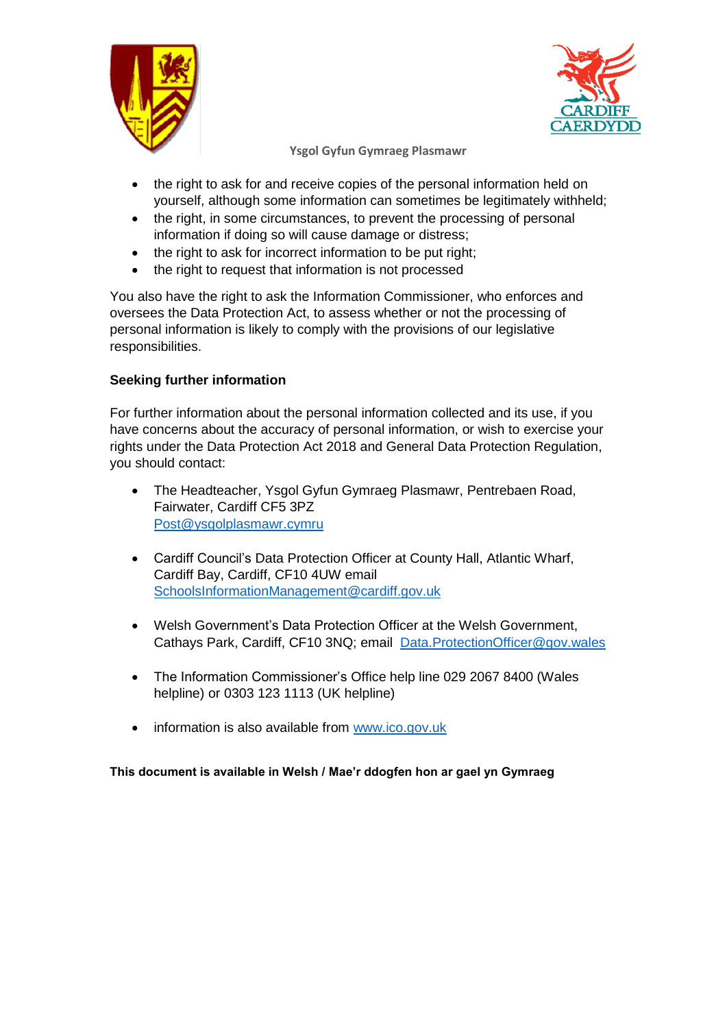- the right to ask for and receive copies of the personal information held on yourself, although some information can sometimes be legitimately withheld;
- the right, in some circumstances, to prevent the processing of personal information if doing so will cause damage or distress;
- the right to ask for incorrect information to be put right;
- the right to request that information is not processed

You also have the right to ask the Information Commissioner, who enforces and oversees the Data Protection Act, to assess whether or not the processing of personal information is likely to comply with the provisions of our legislative responsibilities.

**Seeking further information**

For further information about the personal information collected and its use, if you have concerns about the accuracy of personal information, or wish to exercise your rights under the Data Protection Act 2018 and General Data Protection Regulation, you should contact:

- The Headteacher, Ysgol Gyfun Gymraeg Plasmawr, Pentrebaen Road, Fairwater, Cardiff CF5 3PZ
  Post@ysgolplasmawr.cymru

- Cardiff Council's Data Protection Officer at County Hall, Atlantic Wharf, Cardiff Bay, Cardiff, CF10 4UW email SchoolsInformationManagement@cardiff.gov.uk

- Welsh Government's Data Protection Officer at the Welsh Government, Cathays Park, Cardiff, CF10 3NQ; email Data.ProtectionOfficer@gov.wales

- The Information Commissioner's Office help line 029 2067 8400 (Wales helpline) or 0303 123 1113 (UK helpline)

- information is also available from www.ico.gov.uk

**This document is available in Welsh / Mae'r ddogfen hon ar gael yn Gymraeg**